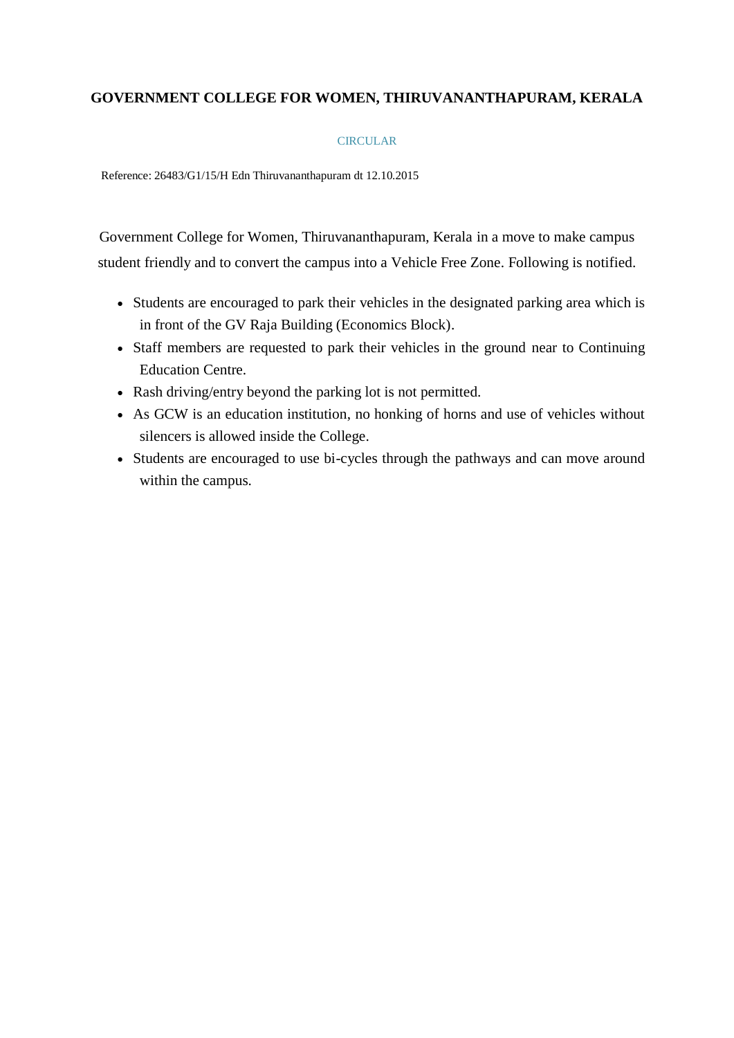# GOVERNMENT COLLEGE FOR WOMEN, THIRUVANANTHAPURAM, KERALA

## CIRCULAR

Reference: 26483/G1/15/H Edn Thiruvananthapuram dt 12.10.2015

Government College for Women, Thiruvananthapuram, Kerala in a move to make campus student friendly and to convert the campus into a Vehicle Free Zone. Following is notified.

- Students are encouraged to park their vehicles in the designated parking area which is in front of the GV Raja Building (Economics Block).
- Staff members are requested to park their vehicles in the ground near to Continuing Education Centre.
- Rash driving/entry beyond the parking lot is not permitted.
- As GCW is an education institution, no honking of horns and use of vehicles without silencers is allowed inside the College.
- Students are encouraged to use bi-cycles through the pathways and can move around within the campus.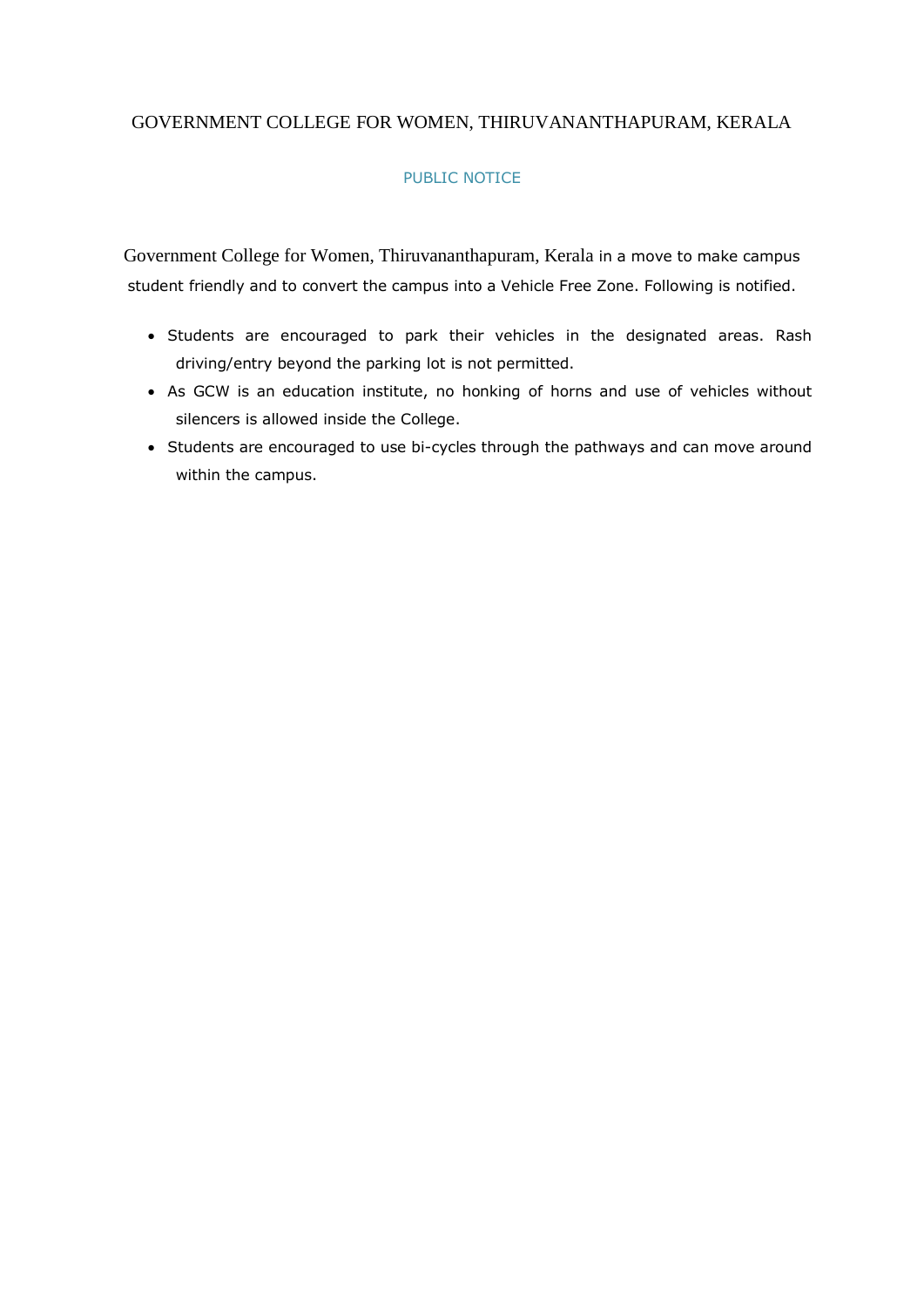# GOVERNMENT COLLEGE FOR WOMEN, THIRUVANANTHAPURAM, KERALA

## PUBLIC NOTICE

Government College for Women, Thiruvananthapuram, Kerala in a move to make campus student friendly and to convert the campus into a Vehicle Free Zone. Following is notified.

- Students are encouraged to park their vehicles in the designated areas. Rash driving/entry beyond the parking lot is not permitted.
- As GCW is an education institute, no honking of horns and use of vehicles without silencers is allowed inside the College.
- Students are encouraged to use bi-cycles through the pathways and can move around within the campus.